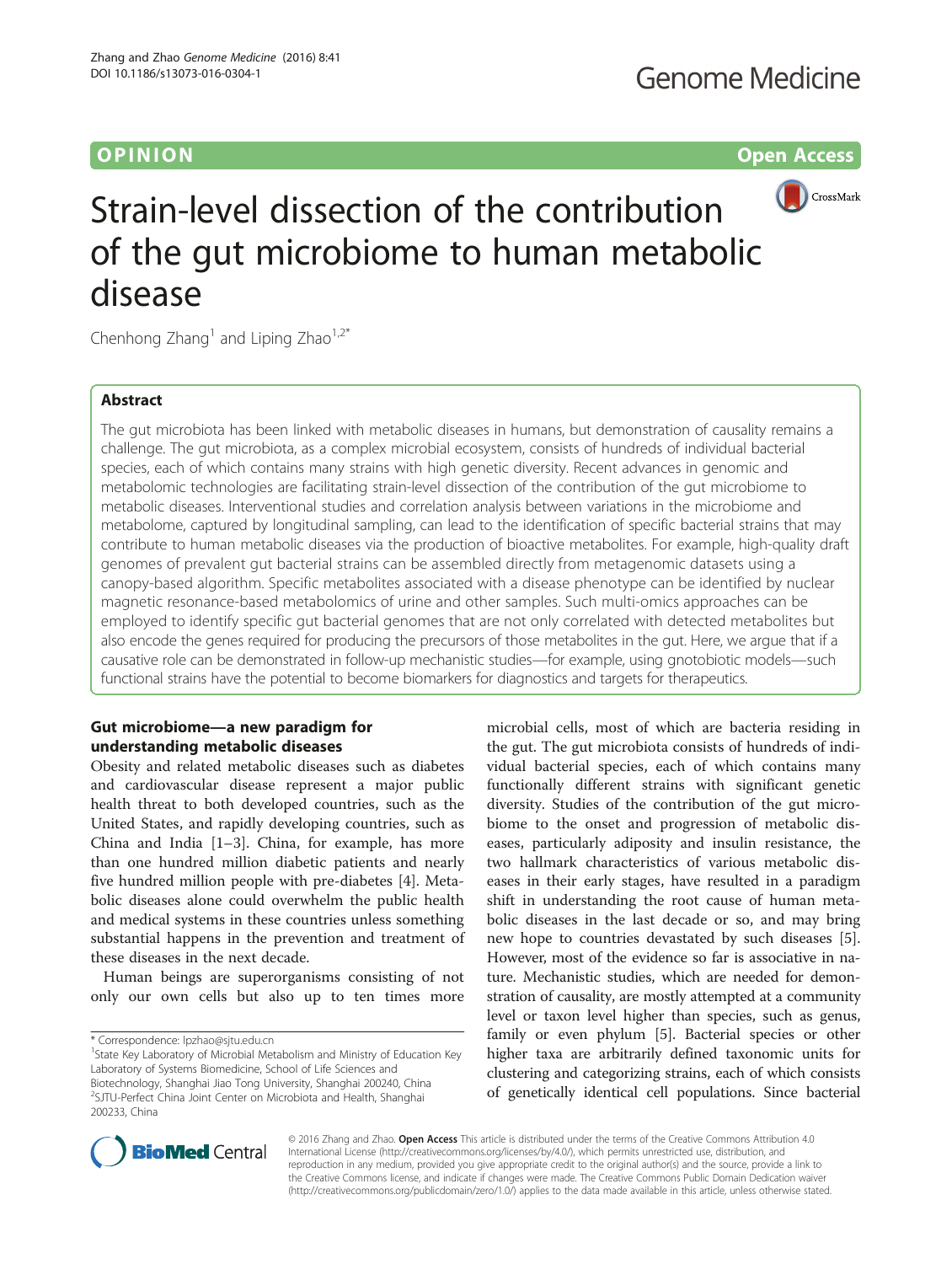OPINION

Open Access

# Strain-level dissection of the contribution of the gut microbiome to human metabolic disease

Chenhong Zhang[1] and Liping Zhao[1,2*]

## Abstract

The gut microbiota has been linked with metabolic diseases in humans, but demonstration of causality remains a challenge. The gut microbiota, as a complex microbial ecosystem, consists of hundreds of individual bacterial species, each of which contains many strains with high genetic diversity. Recent advances in genomic and metabolomic technologies are facilitating strain-level dissection of the contribution of the gut microbiome to metabolic diseases. Interventional studies and correlation analysis between variations in the microbiome and metabolome, captured by longitudinal sampling, can lead to the identification of specific bacterial strains that may contribute to human metabolic diseases via the production of bioactive metabolites. For example, high-quality draft genomes of prevalent gut bacterial strains can be assembled directly from metagenomic datasets using a canopy-based algorithm. Specific metabolites associated with a disease phenotype can be identified by nuclear magnetic resonance-based metabolomics of urine and other samples. Such multi-omics approaches can be employed to identify specific gut bacterial genomes that are not only correlated with detected metabolites but also encode the genes required for producing the precursors of those metabolites in the gut. Here, we argue that if a causative role can be demonstrated in follow-up mechanistic studies—for example, using gnotobiotic models—such functional strains have the potential to become biomarkers for diagnostics and targets for therapeutics.

## Gut microbiome—a new paradigm for understanding metabolic diseases

Obesity and related metabolic diseases such as diabetes and cardiovascular disease represent a major public health threat to both developed countries, such as the United States, and rapidly developing countries, such as China and India [1–3]. China, for example, has more than one hundred million diabetic patients and nearly five hundred million people with pre-diabetes [4]. Metabolic diseases alone could overwhelm the public health and medical systems in these countries unless something substantial happens in the prevention and treatment of these diseases in the next decade.

Human beings are superorganisms consisting of not only our own cells but also up to ten times more microbial cells, most of which are bacteria residing in the gut. The gut microbiota consists of hundreds of individual bacterial species, each of which contains many functionally different strains with significant genetic diversity. Studies of the contribution of the gut microbiome to the onset and progression of metabolic diseases, particularly adiposity and insulin resistance, the two hallmark characteristics of various metabolic diseases in their early stages, have resulted in a paradigm shift in understanding the root cause of human metabolic diseases in the last decade or so, and may bring new hope to countries devastated by such diseases [5]. However, most of the evidence so far is associative in nature. Mechanistic studies, which are needed for demonstration of causality, are mostly attempted at a community level or taxon level higher than species, such as genus, family or even phylum [5]. Bacterial species or other higher taxa are arbitrarily defined taxonomic units for clustering and categorizing strains, each of which consists of genetically identical cell populations. Since bacterial

\* Correspondence: lpzhao@sjtu.edu.cn
[1]State Key Laboratory of Microbial Metabolism and Ministry of Education Key Laboratory of Systems Biomedicine, School of Life Sciences and Biotechnology, Shanghai Jiao Tong University, Shanghai 200240, China
[2]SJTU-Perfect China Joint Center on Microbiota and Health, Shanghai 200233, China

© 2016 Zhang and Zhao. Open Access This article is distributed under the terms of the Creative Commons Attribution 4.0 International License (http://creativecommons.org/licenses/by/4.0/), which permits unrestricted use, distribution, and reproduction in any medium, provided you give appropriate credit to the original author(s) and the source, provide a link to the Creative Commons license, and indicate if changes were made. The Creative Commons Public Domain Dedication waiver (http://creativecommons.org/publicdomain/zero/1.0/) applies to the data made available in this article, unless otherwise stated.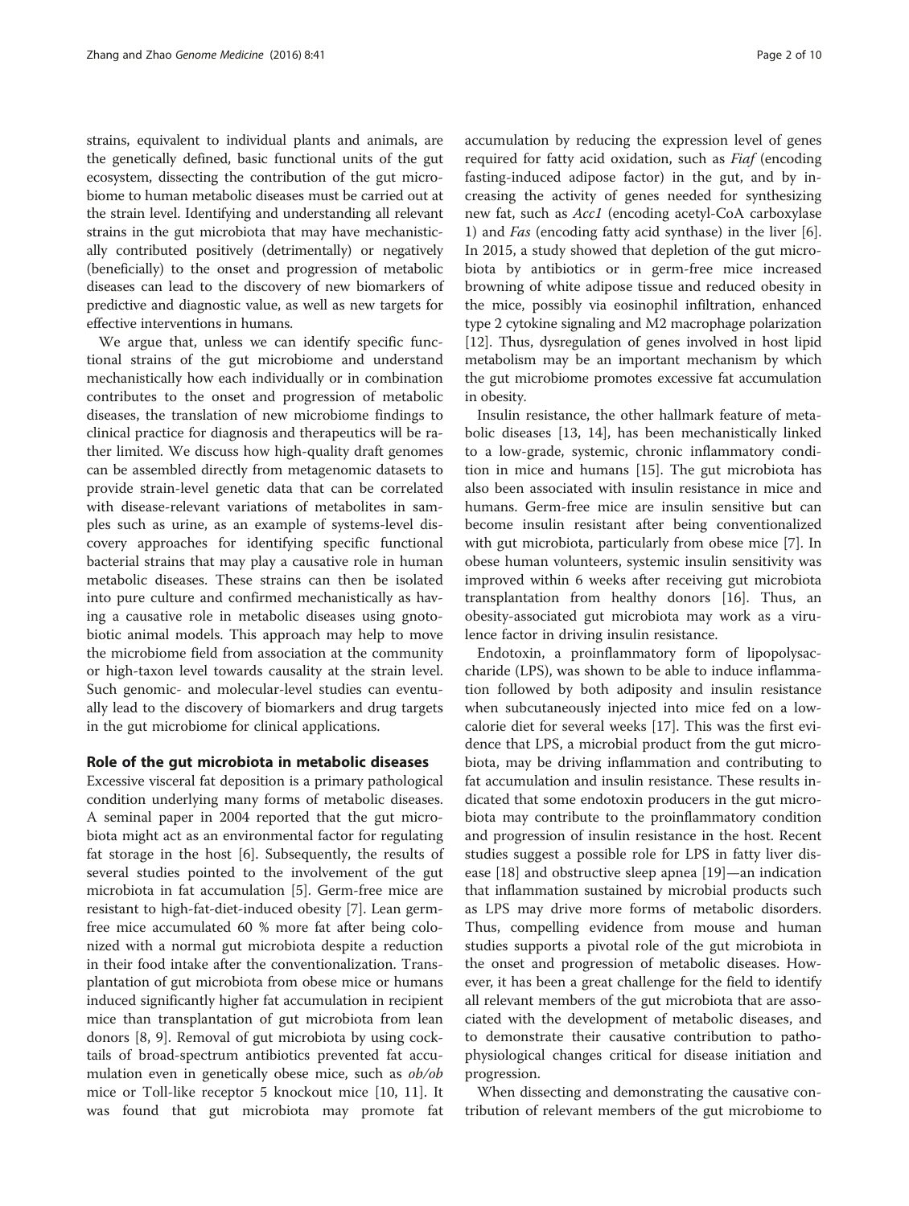strains, equivalent to individual plants and animals, are the genetically defined, basic functional units of the gut ecosystem, dissecting the contribution of the gut microbiome to human metabolic diseases must be carried out at the strain level. Identifying and understanding all relevant strains in the gut microbiota that may have mechanistically contributed positively (detrimentally) or negatively (beneficially) to the onset and progression of metabolic diseases can lead to the discovery of new biomarkers of predictive and diagnostic value, as well as new targets for effective interventions in humans.

We argue that, unless we can identify specific functional strains of the gut microbiome and understand mechanistically how each individually or in combination contributes to the onset and progression of metabolic diseases, the translation of new microbiome findings to clinical practice for diagnosis and therapeutics will be rather limited. We discuss how high-quality draft genomes can be assembled directly from metagenomic datasets to provide strain-level genetic data that can be correlated with disease-relevant variations of metabolites in samples such as urine, as an example of systems-level discovery approaches for identifying specific functional bacterial strains that may play a causative role in human metabolic diseases. These strains can then be isolated into pure culture and confirmed mechanistically as having a causative role in metabolic diseases using gnotobiotic animal models. This approach may help to move the microbiome field from association at the community or high-taxon level towards causality at the strain level. Such genomic- and molecular-level studies can eventually lead to the discovery of biomarkers and drug targets in the gut microbiome for clinical applications.

## Role of the gut microbiota in metabolic diseases

Excessive visceral fat deposition is a primary pathological condition underlying many forms of metabolic diseases. A seminal paper in 2004 reported that the gut microbiota might act as an environmental factor for regulating fat storage in the host [6]. Subsequently, the results of several studies pointed to the involvement of the gut microbiota in fat accumulation [5]. Germ-free mice are resistant to high-fat-diet-induced obesity [7]. Lean germ-free mice accumulated 60 % more fat after being colonized with a normal gut microbiota despite a reduction in their food intake after the conventionalization. Transplantation of gut microbiota from obese mice or humans induced significantly higher fat accumulation in recipient mice than transplantation of gut microbiota from lean donors [8, 9]. Removal of gut microbiota by using cocktails of broad-spectrum antibiotics prevented fat accumulation even in genetically obese mice, such as *ob/ob* mice or Toll-like receptor 5 knockout mice [10, 11]. It was found that gut microbiota may promote fat accumulation by reducing the expression level of genes required for fatty acid oxidation, such as *Fiaf* (encoding fasting-induced adipose factor) in the gut, and by increasing the activity of genes needed for synthesizing new fat, such as *Acc1* (encoding acetyl-CoA carboxylase 1) and *Fas* (encoding fatty acid synthase) in the liver [6]. In 2015, a study showed that depletion of the gut microbiota by antibiotics or in germ-free mice increased browning of white adipose tissue and reduced obesity in the mice, possibly via eosinophil infiltration, enhanced type 2 cytokine signaling and M2 macrophage polarization [12]. Thus, dysregulation of genes involved in host lipid metabolism may be an important mechanism by which the gut microbiome promotes excessive fat accumulation in obesity.

Insulin resistance, the other hallmark feature of metabolic diseases [13, 14], has been mechanistically linked to a low-grade, systemic, chronic inflammatory condition in mice and humans [15]. The gut microbiota has also been associated with insulin resistance in mice and humans. Germ-free mice are insulin sensitive but can become insulin resistant after being conventionalized with gut microbiota, particularly from obese mice [7]. In obese human volunteers, systemic insulin sensitivity was improved within 6 weeks after receiving gut microbiota transplantation from healthy donors [16]. Thus, an obesity-associated gut microbiota may work as a virulence factor in driving insulin resistance.

Endotoxin, a proinflammatory form of lipopolysaccharide (LPS), was shown to be able to induce inflammation followed by both adiposity and insulin resistance when subcutaneously injected into mice fed on a low-calorie diet for several weeks [17]. This was the first evidence that LPS, a microbial product from the gut microbiota, may be driving inflammation and contributing to fat accumulation and insulin resistance. These results indicated that some endotoxin producers in the gut microbiota may contribute to the proinflammatory condition and progression of insulin resistance in the host. Recent studies suggest a possible role for LPS in fatty liver disease [18] and obstructive sleep apnea [19]—an indication that inflammation sustained by microbial products such as LPS may drive more forms of metabolic disorders. Thus, compelling evidence from mouse and human studies supports a pivotal role of the gut microbiota in the onset and progression of metabolic diseases. However, it has been a great challenge for the field to identify all relevant members of the gut microbiota that are associated with the development of metabolic diseases, and to demonstrate their causative contribution to pathophysiological changes critical for disease initiation and progression.

When dissecting and demonstrating the causative contribution of relevant members of the gut microbiome to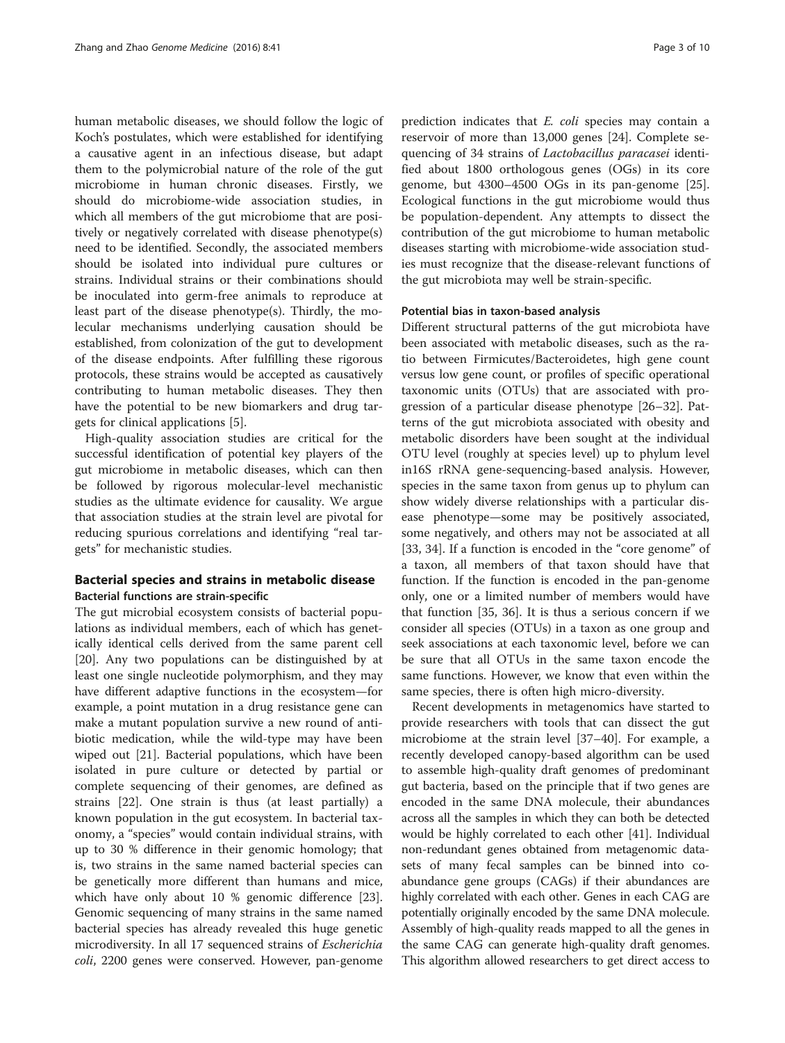human metabolic diseases, we should follow the logic of Koch's postulates, which were established for identifying a causative agent in an infectious disease, but adapt them to the polymicrobial nature of the role of the gut microbiome in human chronic diseases. Firstly, we should do microbiome-wide association studies, in which all members of the gut microbiome that are positively or negatively correlated with disease phenotype(s) need to be identified. Secondly, the associated members should be isolated into individual pure cultures or strains. Individual strains or their combinations should be inoculated into germ-free animals to reproduce at least part of the disease phenotype(s). Thirdly, the molecular mechanisms underlying causation should be established, from colonization of the gut to development of the disease endpoints. After fulfilling these rigorous protocols, these strains would be accepted as causatively contributing to human metabolic diseases. They then have the potential to be new biomarkers and drug targets for clinical applications [5].

High-quality association studies are critical for the successful identification of potential key players of the gut microbiome in metabolic diseases, which can then be followed by rigorous molecular-level mechanistic studies as the ultimate evidence for causality. We argue that association studies at the strain level are pivotal for reducing spurious correlations and identifying "real targets" for mechanistic studies.

## Bacterial species and strains in metabolic disease

### Bacterial functions are strain-specific

The gut microbial ecosystem consists of bacterial populations as individual members, each of which has genetically identical cells derived from the same parent cell [20]. Any two populations can be distinguished by at least one single nucleotide polymorphism, and they may have different adaptive functions in the ecosystem—for example, a point mutation in a drug resistance gene can make a mutant population survive a new round of antibiotic medication, while the wild-type may have been wiped out [21]. Bacterial populations, which have been isolated in pure culture or detected by partial or complete sequencing of their genomes, are defined as strains [22]. One strain is thus (at least partially) a known population in the gut ecosystem. In bacterial taxonomy, a "species" would contain individual strains, with up to 30 % difference in their genomic homology; that is, two strains in the same named bacterial species can be genetically more different than humans and mice, which have only about 10 % genomic difference [23]. Genomic sequencing of many strains in the same named bacterial species has already revealed this huge genetic microdiversity. In all 17 sequenced strains of *Escherichia coli*, 2200 genes were conserved. However, pan-genome prediction indicates that *E. coli* species may contain a reservoir of more than 13,000 genes [24]. Complete sequencing of 34 strains of *Lactobacillus paracasei* identified about 1800 orthologous genes (OGs) in its core genome, but 4300–4500 OGs in its pan-genome [25]. Ecological functions in the gut microbiome would thus be population-dependent. Any attempts to dissect the contribution of the gut microbiome to human metabolic diseases starting with microbiome-wide association studies must recognize that the disease-relevant functions of the gut microbiota may well be strain-specific.

### Potential bias in taxon-based analysis

Different structural patterns of the gut microbiota have been associated with metabolic diseases, such as the ratio between Firmicutes/Bacteroidetes, high gene count versus low gene count, or profiles of specific operational taxonomic units (OTUs) that are associated with progression of a particular disease phenotype [26–32]. Patterns of the gut microbiota associated with obesity and metabolic disorders have been sought at the individual OTU level (roughly at species level) up to phylum level in16S rRNA gene-sequencing-based analysis. However, species in the same taxon from genus up to phylum can show widely diverse relationships with a particular disease phenotype—some may be positively associated, some negatively, and others may not be associated at all [33, 34]. If a function is encoded in the "core genome" of a taxon, all members of that taxon should have that function. If the function is encoded in the pan-genome only, one or a limited number of members would have that function [35, 36]. It is thus a serious concern if we consider all species (OTUs) in a taxon as one group and seek associations at each taxonomic level, before we can be sure that all OTUs in the same taxon encode the same functions. However, we know that even within the same species, there is often high micro-diversity.

Recent developments in metagenomics have started to provide researchers with tools that can dissect the gut microbiome at the strain level [37–40]. For example, a recently developed canopy-based algorithm can be used to assemble high-quality draft genomes of predominant gut bacteria, based on the principle that if two genes are encoded in the same DNA molecule, their abundances across all the samples in which they can both be detected would be highly correlated to each other [41]. Individual non-redundant genes obtained from metagenomic datasets of many fecal samples can be binned into co-abundance gene groups (CAGs) if their abundances are highly correlated with each other. Genes in each CAG are potentially originally encoded by the same DNA molecule. Assembly of high-quality reads mapped to all the genes in the same CAG can generate high-quality draft genomes. This algorithm allowed researchers to get direct access to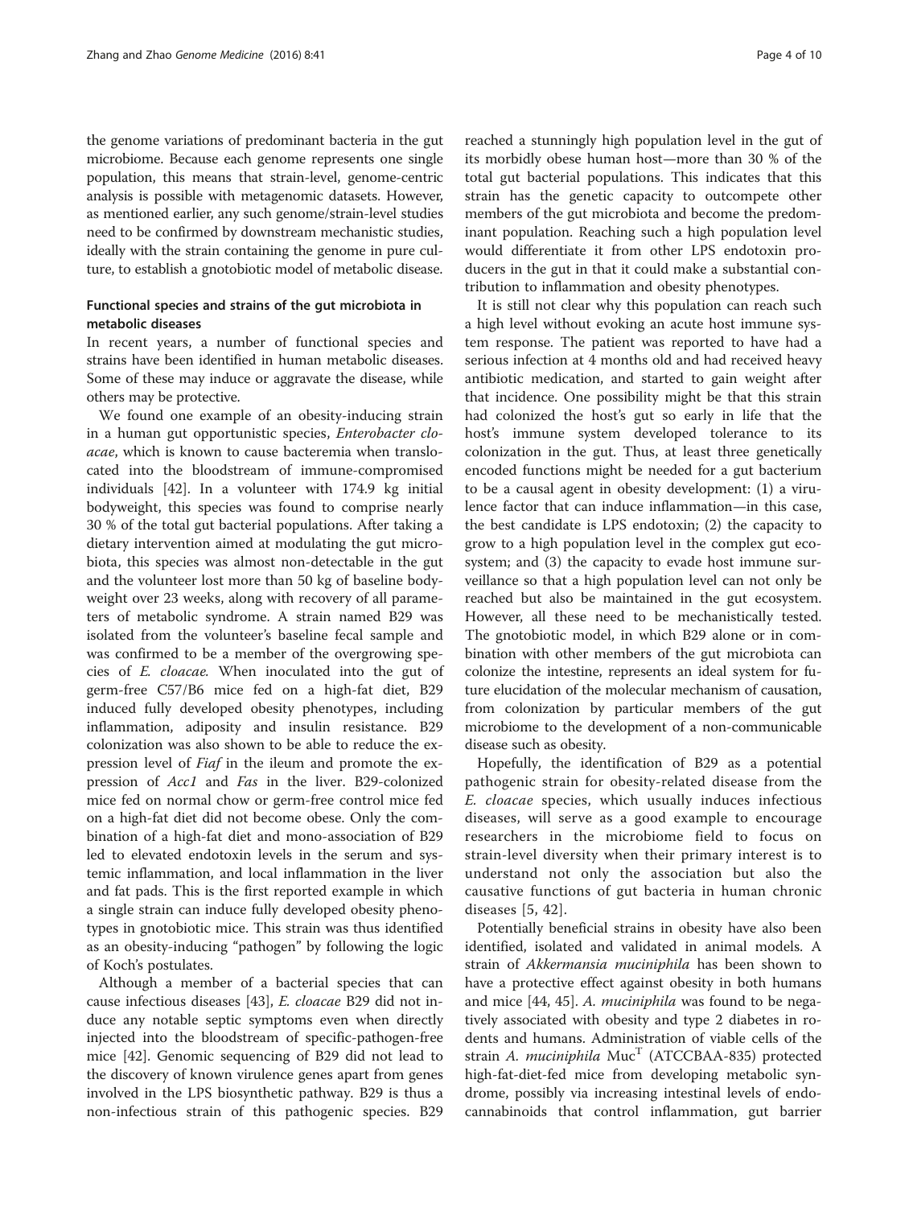the genome variations of predominant bacteria in the gut microbiome. Because each genome represents one single population, this means that strain-level, genome-centric analysis is possible with metagenomic datasets. However, as mentioned earlier, any such genome/strain-level studies need to be confirmed by downstream mechanistic studies, ideally with the strain containing the genome in pure culture, to establish a gnotobiotic model of metabolic disease.

## Functional species and strains of the gut microbiota in metabolic diseases

In recent years, a number of functional species and strains have been identified in human metabolic diseases. Some of these may induce or aggravate the disease, while others may be protective.

We found one example of an obesity-inducing strain in a human gut opportunistic species, *Enterobacter cloacae*, which is known to cause bacteremia when translocated into the bloodstream of immune-compromised individuals [42]. In a volunteer with 174.9 kg initial bodyweight, this species was found to comprise nearly 30 % of the total gut bacterial populations. After taking a dietary intervention aimed at modulating the gut microbiota, this species was almost non-detectable in the gut and the volunteer lost more than 50 kg of baseline bodyweight over 23 weeks, along with recovery of all parameters of metabolic syndrome. A strain named B29 was isolated from the volunteer's baseline fecal sample and was confirmed to be a member of the overgrowing species of *E. cloacae*. When inoculated into the gut of germ-free C57/B6 mice fed on a high-fat diet, B29 induced fully developed obesity phenotypes, including inflammation, adiposity and insulin resistance. B29 colonization was also shown to be able to reduce the expression level of *Fiaf* in the ileum and promote the expression of *Acc1* and *Fas* in the liver. B29-colonized mice fed on normal chow or germ-free control mice fed on a high-fat diet did not become obese. Only the combination of a high-fat diet and mono-association of B29 led to elevated endotoxin levels in the serum and systemic inflammation, and local inflammation in the liver and fat pads. This is the first reported example in which a single strain can induce fully developed obesity phenotypes in gnotobiotic mice. This strain was thus identified as an obesity-inducing "pathogen" by following the logic of Koch's postulates.

Although a member of a bacterial species that can cause infectious diseases [43], *E. cloacae* B29 did not induce any notable septic symptoms even when directly injected into the bloodstream of specific-pathogen-free mice [42]. Genomic sequencing of B29 did not lead to the discovery of known virulence genes apart from genes involved in the LPS biosynthetic pathway. B29 is thus a non-infectious strain of this pathogenic species. B29 reached a stunningly high population level in the gut of its morbidly obese human host—more than 30 % of the total gut bacterial populations. This indicates that this strain has the genetic capacity to outcompete other members of the gut microbiota and become the predominant population. Reaching such a high population level would differentiate it from other LPS endotoxin producers in the gut in that it could make a substantial contribution to inflammation and obesity phenotypes.

It is still not clear why this population can reach such a high level without evoking an acute host immune system response. The patient was reported to have had a serious infection at 4 months old and had received heavy antibiotic medication, and started to gain weight after that incidence. One possibility might be that this strain had colonized the host's gut so early in life that the host's immune system developed tolerance to its colonization in the gut. Thus, at least three genetically encoded functions might be needed for a gut bacterium to be a causal agent in obesity development: (1) a virulence factor that can induce inflammation—in this case, the best candidate is LPS endotoxin; (2) the capacity to grow to a high population level in the complex gut ecosystem; and (3) the capacity to evade host immune surveillance so that a high population level can not only be reached but also be maintained in the gut ecosystem. However, all these need to be mechanistically tested. The gnotobiotic model, in which B29 alone or in combination with other members of the gut microbiota can colonize the intestine, represents an ideal system for future elucidation of the molecular mechanism of causation, from colonization by particular members of the gut microbiome to the development of a non-communicable disease such as obesity.

Hopefully, the identification of B29 as a potential pathogenic strain for obesity-related disease from the *E. cloacae* species, which usually induces infectious diseases, will serve as a good example to encourage researchers in the microbiome field to focus on strain-level diversity when their primary interest is to understand not only the association but also the causative functions of gut bacteria in human chronic diseases [5, 42].

Potentially beneficial strains in obesity have also been identified, isolated and validated in animal models. A strain of *Akkermansia muciniphila* has been shown to have a protective effect against obesity in both humans and mice [44, 45]. *A. muciniphila* was found to be negatively associated with obesity and type 2 diabetes in rodents and humans. Administration of viable cells of the strain *A. muciniphila* Muc$^{T}$ (ATCCBAA-835) protected high-fat-diet-fed mice from developing metabolic syndrome, possibly via increasing intestinal levels of endocannabinoids that control inflammation, gut barrier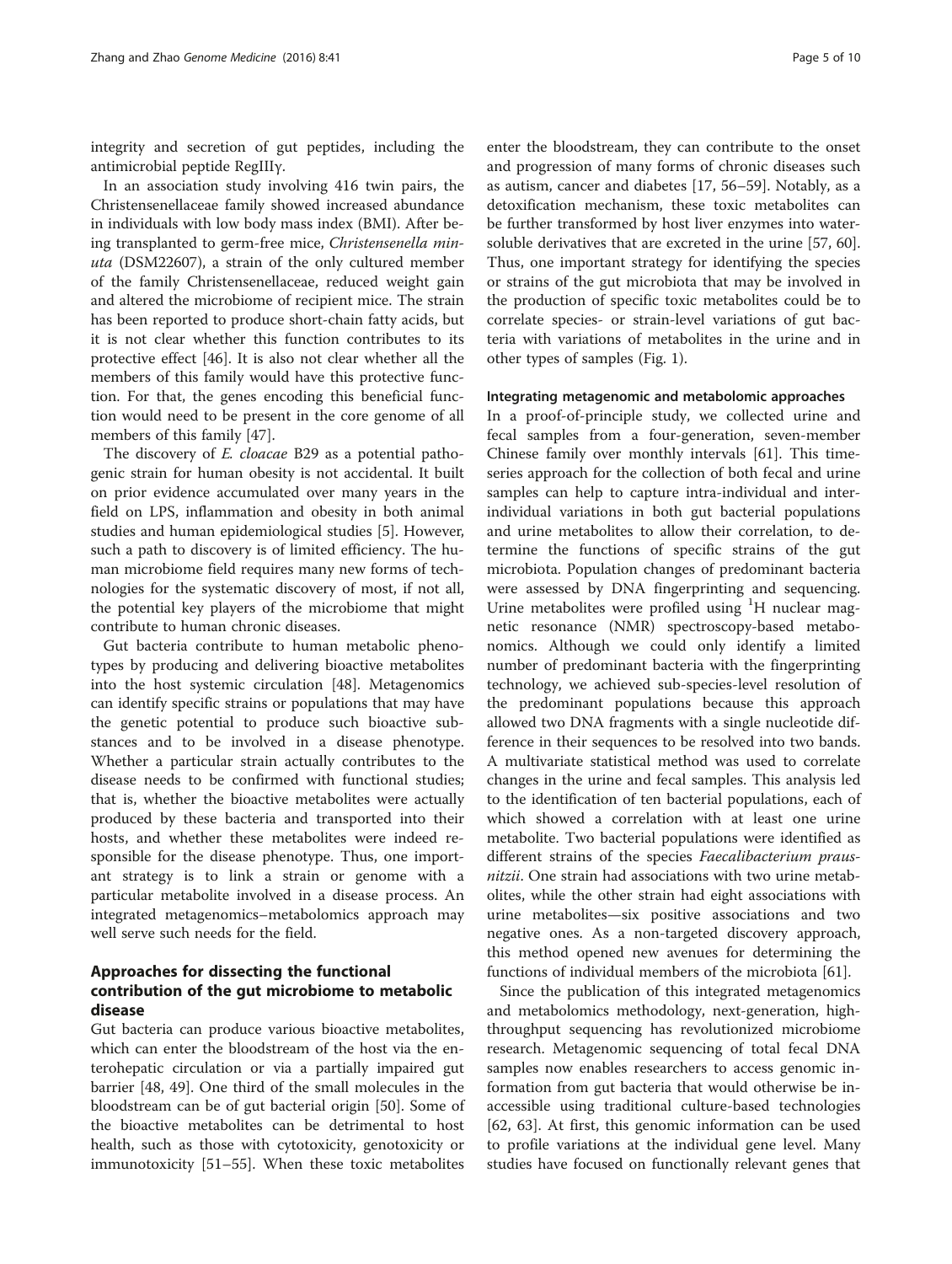integrity and secretion of gut peptides, including the antimicrobial peptide RegIIIγ.

In an association study involving 416 twin pairs, the Christensenellaceae family showed increased abundance in individuals with low body mass index (BMI). After being transplanted to germ-free mice, *Christensenella minuta* (DSM22607), a strain of the only cultured member of the family Christensenellaceae, reduced weight gain and altered the microbiome of recipient mice. The strain has been reported to produce short-chain fatty acids, but it is not clear whether this function contributes to its protective effect [46]. It is also not clear whether all the members of this family would have this protective function. For that, the genes encoding this beneficial function would need to be present in the core genome of all members of this family [47].

The discovery of *E. cloacae* B29 as a potential pathogenic strain for human obesity is not accidental. It built on prior evidence accumulated over many years in the field on LPS, inflammation and obesity in both animal studies and human epidemiological studies [5]. However, such a path to discovery is of limited efficiency. The human microbiome field requires many new forms of technologies for the systematic discovery of most, if not all, the potential key players of the microbiome that might contribute to human chronic diseases.

Gut bacteria contribute to human metabolic phenotypes by producing and delivering bioactive metabolites into the host systemic circulation [48]. Metagenomics can identify specific strains or populations that may have the genetic potential to produce such bioactive substances and to be involved in a disease phenotype. Whether a particular strain actually contributes to the disease needs to be confirmed with functional studies; that is, whether the bioactive metabolites were actually produced by these bacteria and transported into their hosts, and whether these metabolites were indeed responsible for the disease phenotype. Thus, one important strategy is to link a strain or genome with a particular metabolite involved in a disease process. An integrated metagenomics–metabolomics approach may well serve such needs for the field.

## Approaches for dissecting the functional contribution of the gut microbiome to metabolic disease

Gut bacteria can produce various bioactive metabolites, which can enter the bloodstream of the host via the enterohepatic circulation or via a partially impaired gut barrier [48, 49]. One third of the small molecules in the bloodstream can be of gut bacterial origin [50]. Some of the bioactive metabolites can be detrimental to host health, such as those with cytotoxicity, genotoxicity or immunotoxicity [51–55]. When these toxic metabolites enter the bloodstream, they can contribute to the onset and progression of many forms of chronic diseases such as autism, cancer and diabetes [17, 56–59]. Notably, as a detoxification mechanism, these toxic metabolites can be further transformed by host liver enzymes into water-soluble derivatives that are excreted in the urine [57, 60]. Thus, one important strategy for identifying the species or strains of the gut microbiota that may be involved in the production of specific toxic metabolites could be to correlate species- or strain-level variations of gut bacteria with variations of metabolites in the urine and in other types of samples (Fig. 1).

### Integrating metagenomic and metabolomic approaches

In a proof-of-principle study, we collected urine and fecal samples from a four-generation, seven-member Chinese family over monthly intervals [61]. This time-series approach for the collection of both fecal and urine samples can help to capture intra-individual and inter-individual variations in both gut bacterial populations and urine metabolites to allow their correlation, to determine the functions of specific strains of the gut microbiota. Population changes of predominant bacteria were assessed by DNA fingerprinting and sequencing. Urine metabolites were profiled using $^{1}$H nuclear magnetic resonance (NMR) spectroscopy-based metabonomics. Although we could only identify a limited number of predominant bacteria with the fingerprinting technology, we achieved sub-species-level resolution of the predominant populations because this approach allowed two DNA fragments with a single nucleotide difference in their sequences to be resolved into two bands. A multivariate statistical method was used to correlate changes in the urine and fecal samples. This analysis led to the identification of ten bacterial populations, each of which showed a correlation with at least one urine metabolite. Two bacterial populations were identified as different strains of the species *Faecalibacterium prausnitzii*. One strain had associations with two urine metabolites, while the other strain had eight associations with urine metabolites—six positive associations and two negative ones. As a non-targeted discovery approach, this method opened new avenues for determining the functions of individual members of the microbiota [61].

Since the publication of this integrated metagenomics and metabolomics methodology, next-generation, high-throughput sequencing has revolutionized microbiome research. Metagenomic sequencing of total fecal DNA samples now enables researchers to access genomic information from gut bacteria that would otherwise be inaccessible using traditional culture-based technologies [62, 63]. At first, this genomic information can be used to profile variations at the individual gene level. Many studies have focused on functionally relevant genes that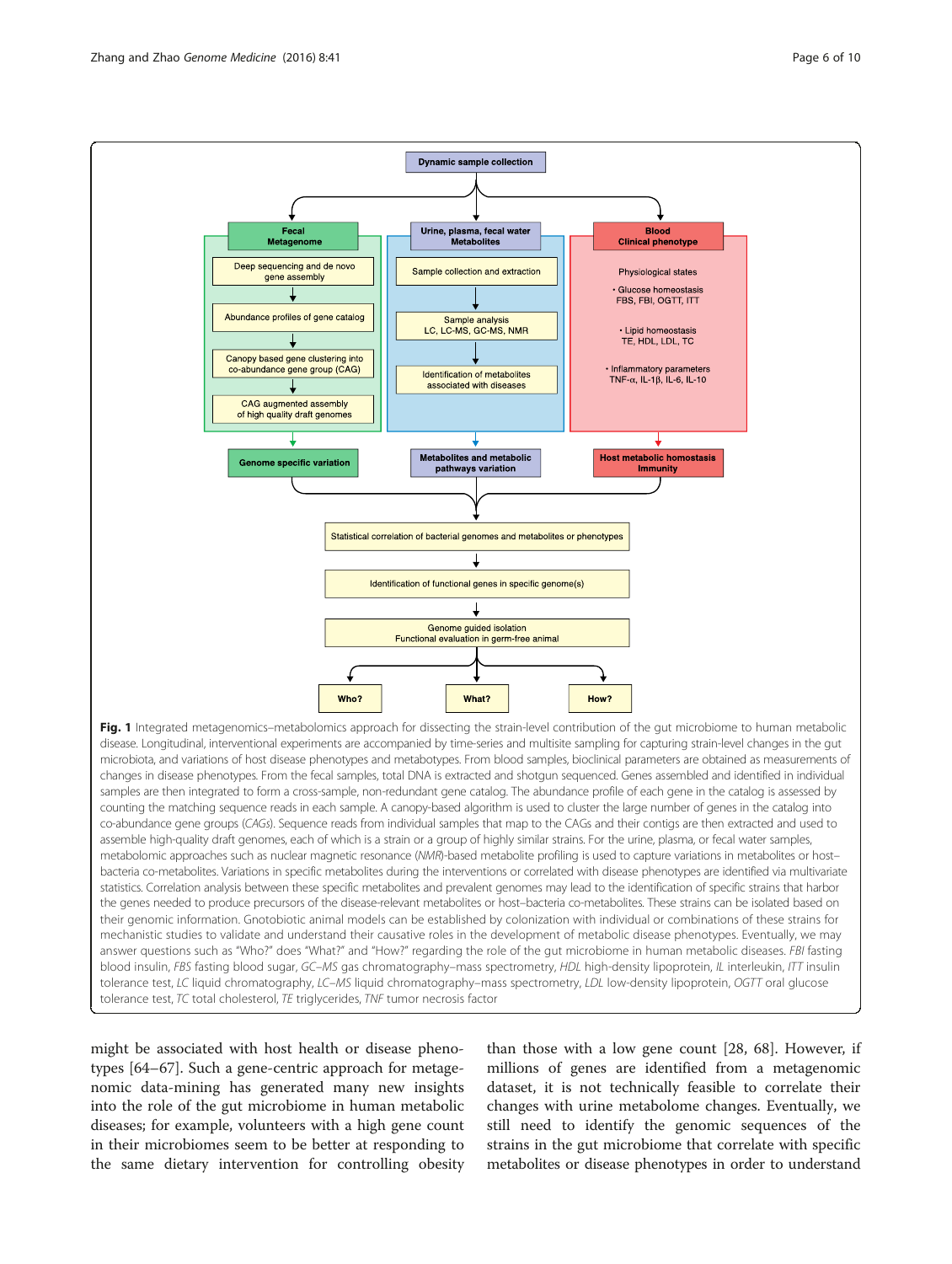Dynamic sample collection

**Fecal Metagenome**

- Deep sequencing and de novo gene assembly
- Abundance profiles of gene catalog
- Canopy based gene clustering into co-abundance gene group (CAG)
- CAG augmented assembly of high quality draft genomes

**Urine, plasma, fecal water Metabolites**

- Sample collection and extraction
- Sample analysis LC, LC-MS, GC-MS, NMR
- Identification of metabolites associated with diseases

**Blood Clinical phenotype**

Physiological states

- Glucose homeostasis FBS, FBI, OGTT, ITT
- Lipid homeostasis TE, HDL, LDL, TC
- Inflammatory parameters TNF-α, IL-1β, IL-6, IL-10

Genome specific variation

Metabolites and metabolic pathways variation

Host metabolic homostasis Immunity

Statistical correlation of bacterial genomes and metabolites or phenotypes

Identification of functional genes in specific genome(s)

Genome guided isolation Functional evaluation in germ-free animal

Who? What? How?

**Fig. 1** Integrated metagenomics–metabolomics approach for dissecting the strain-level contribution of the gut microbiome to human metabolic disease. Longitudinal, interventional experiments are accompanied by time-series and multisite sampling for capturing strain-level changes in the gut microbiota, and variations of host disease phenotypes and metabotypes. From blood samples, bioclinical parameters are obtained as measurements of changes in disease phenotypes. From the fecal samples, total DNA is extracted and shotgun sequenced. Genes assembled and identified in individual samples are then integrated to form a cross-sample, non-redundant gene catalog. The abundance profile of each gene in the catalog is assessed by counting the matching sequence reads in each sample. A canopy-based algorithm is used to cluster the large number of genes in the catalog into co-abundance gene groups (*CAGs*). Sequence reads from individual samples that map to the CAGs and their contigs are then extracted and used to assemble high-quality draft genomes, each of which is a strain or a group of highly similar strains. For the urine, plasma, or fecal water samples, metabolomic approaches such as nuclear magnetic resonance (*NMR*)-based metabolite profiling is used to capture variations in metabolites or host–bacteria co-metabolites. Variations in specific metabolites during the interventions or correlated with disease phenotypes are identified via multivariate statistics. Correlation analysis between these specific metabolites and prevalent genomes may lead to the identification of specific strains that harbor the genes needed to produce precursors of the disease-relevant metabolites or host–bacteria co-metabolites. These strains can be isolated based on their genomic information. Gnotobiotic animal models can be established by colonization with individual or combinations of these strains for mechanistic studies to validate and understand their causative roles in the development of metabolic disease phenotypes. Eventually, we may answer questions such as "Who?" does "What?" and "How?" regarding the role of the gut microbiome in human metabolic diseases. *FBI* fasting blood insulin, *FBS* fasting blood sugar, *GC–MS* gas chromatography–mass spectrometry, *HDL* high-density lipoprotein, *IL* interleukin, *ITT* insulin tolerance test, *LC* liquid chromatography, *LC–MS* liquid chromatography–mass spectrometry, *LDL* low-density lipoprotein, *OGTT* oral glucose tolerance test, *TC* total cholesterol, *TE* triglycerides, *TNF* tumor necrosis factor

might be associated with host health or disease phenotypes [64–67]. Such a gene-centric approach for metagenomic data-mining has generated many new insights into the role of the gut microbiome in human metabolic diseases; for example, volunteers with a high gene count in their microbiomes seem to be better at responding to the same dietary intervention for controlling obesity than those with a low gene count [28, 68]. However, if millions of genes are identified from a metagenomic dataset, it is not technically feasible to correlate their changes with urine metabolome changes. Eventually, we still need to identify the genomic sequences of the strains in the gut microbiome that correlate with specific metabolites or disease phenotypes in order to understand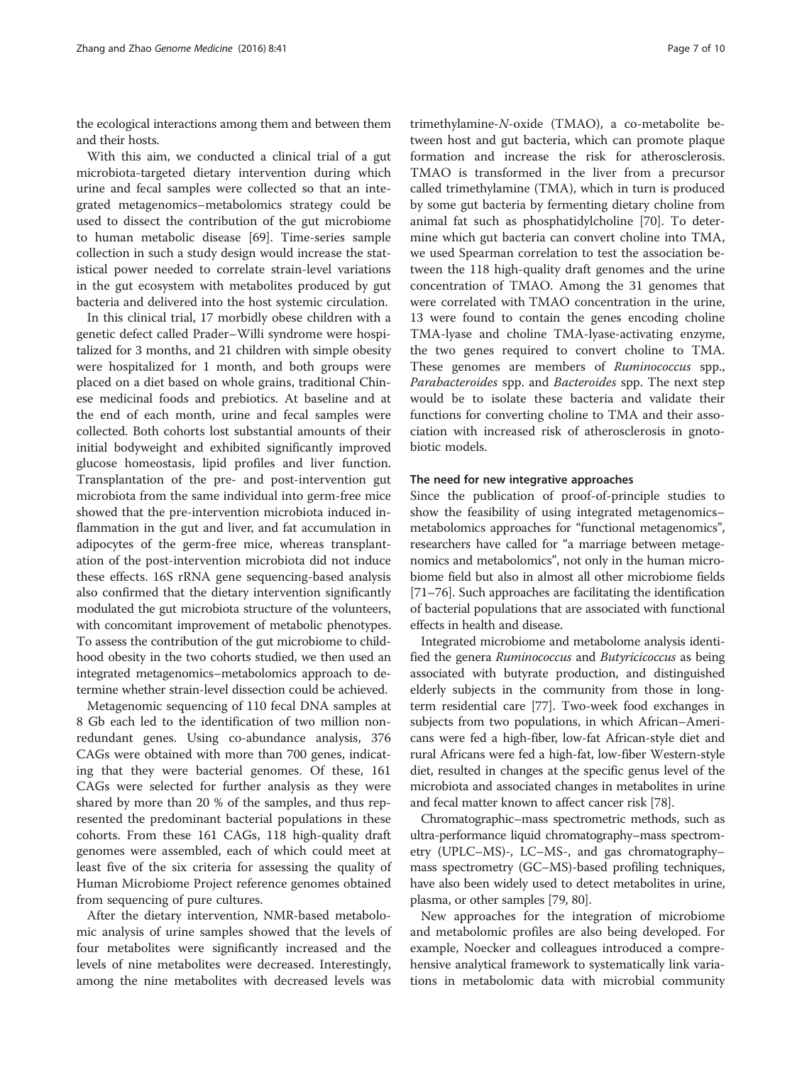the ecological interactions among them and between them and their hosts.

With this aim, we conducted a clinical trial of a gut microbiota-targeted dietary intervention during which urine and fecal samples were collected so that an integrated metagenomics–metabolomics strategy could be used to dissect the contribution of the gut microbiome to human metabolic disease [69]. Time-series sample collection in such a study design would increase the statistical power needed to correlate strain-level variations in the gut ecosystem with metabolites produced by gut bacteria and delivered into the host systemic circulation.

In this clinical trial, 17 morbidly obese children with a genetic defect called Prader–Willi syndrome were hospitalized for 3 months, and 21 children with simple obesity were hospitalized for 1 month, and both groups were placed on a diet based on whole grains, traditional Chinese medicinal foods and prebiotics. At baseline and at the end of each month, urine and fecal samples were collected. Both cohorts lost substantial amounts of their initial bodyweight and exhibited significantly improved glucose homeostasis, lipid profiles and liver function. Transplantation of the pre- and post-intervention gut microbiota from the same individual into germ-free mice showed that the pre-intervention microbiota induced inflammation in the gut and liver, and fat accumulation in adipocytes of the germ-free mice, whereas transplantation of the post-intervention microbiota did not induce these effects. 16S rRNA gene sequencing-based analysis also confirmed that the dietary intervention significantly modulated the gut microbiota structure of the volunteers, with concomitant improvement of metabolic phenotypes. To assess the contribution of the gut microbiome to childhood obesity in the two cohorts studied, we then used an integrated metagenomics–metabolomics approach to determine whether strain-level dissection could be achieved.

Metagenomic sequencing of 110 fecal DNA samples at 8 Gb each led to the identification of two million non-redundant genes. Using co-abundance analysis, 376 CAGs were obtained with more than 700 genes, indicating that they were bacterial genomes. Of these, 161 CAGs were selected for further analysis as they were shared by more than 20 % of the samples, and thus represented the predominant bacterial populations in these cohorts. From these 161 CAGs, 118 high-quality draft genomes were assembled, each of which could meet at least five of the six criteria for assessing the quality of Human Microbiome Project reference genomes obtained from sequencing of pure cultures.

After the dietary intervention, NMR-based metabolomic analysis of urine samples showed that the levels of four metabolites were significantly increased and the levels of nine metabolites were decreased. Interestingly, among the nine metabolites with decreased levels was trimethylamine-*N*-oxide (TMAO), a co-metabolite between host and gut bacteria, which can promote plaque formation and increase the risk for atherosclerosis. TMAO is transformed in the liver from a precursor called trimethylamine (TMA), which in turn is produced by some gut bacteria by fermenting dietary choline from animal fat such as phosphatidylcholine [70]. To determine which gut bacteria can convert choline into TMA, we used Spearman correlation to test the association between the 118 high-quality draft genomes and the urine concentration of TMAO. Among the 31 genomes that were correlated with TMAO concentration in the urine, 13 were found to contain the genes encoding choline TMA-lyase and choline TMA-lyase-activating enzyme, the two genes required to convert choline to TMA. These genomes are members of *Ruminococcus* spp., *Parabacteroides* spp. and *Bacteroides* spp. The next step would be to isolate these bacteria and validate their functions for converting choline to TMA and their association with increased risk of atherosclerosis in gnotobiotic models.

### The need for new integrative approaches

Since the publication of proof-of-principle studies to show the feasibility of using integrated metagenomics–metabolomics approaches for "functional metagenomics", researchers have called for "a marriage between metagenomics and metabolomics", not only in the human microbiome field but also in almost all other microbiome fields [71–76]. Such approaches are facilitating the identification of bacterial populations that are associated with functional effects in health and disease.

Integrated microbiome and metabolome analysis identified the genera *Ruminococcus* and *Butyricicoccus* as being associated with butyrate production, and distinguished elderly subjects in the community from those in long-term residential care [77]. Two-week food exchanges in subjects from two populations, in which African–Americans were fed a high-fiber, low-fat African-style diet and rural Africans were fed a high-fat, low-fiber Western-style diet, resulted in changes at the specific genus level of the microbiota and associated changes in metabolites in urine and fecal matter known to affect cancer risk [78].

Chromatographic–mass spectrometric methods, such as ultra-performance liquid chromatography–mass spectrometry (UPLC–MS)-, LC–MS-, and gas chromatography–mass spectrometry (GC–MS)-based profiling techniques, have also been widely used to detect metabolites in urine, plasma, or other samples [79, 80].

New approaches for the integration of microbiome and metabolomic profiles are also being developed. For example, Noecker and colleagues introduced a comprehensive analytical framework to systematically link variations in metabolomic data with microbial community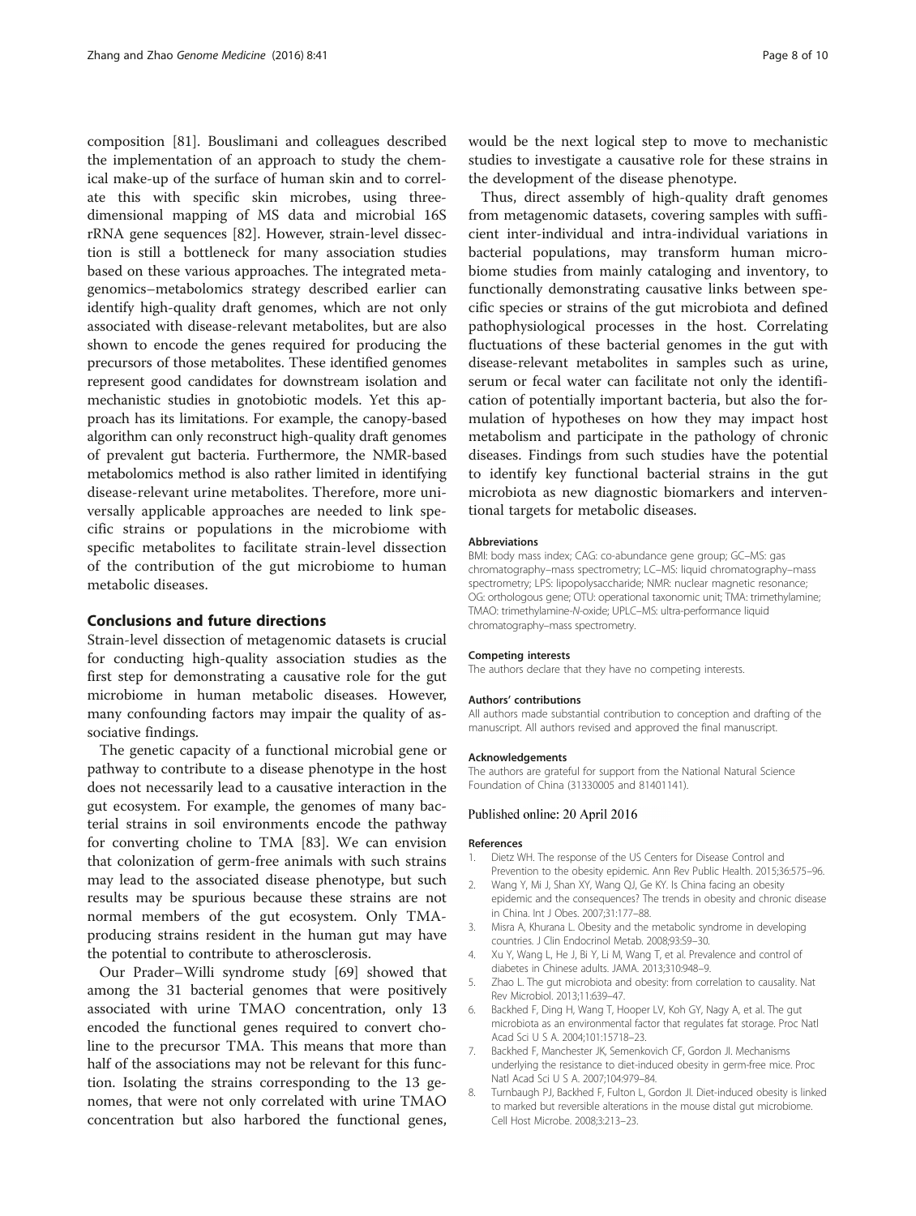composition [81]. Bouslimani and colleagues described the implementation of an approach to study the chemical make-up of the surface of human skin and to correlate this with specific skin microbes, using three-dimensional mapping of MS data and microbial 16S rRNA gene sequences [82]. However, strain-level dissection is still a bottleneck for many association studies based on these various approaches. The integrated metagenomics–metabolomics strategy described earlier can identify high-quality draft genomes, which are not only associated with disease-relevant metabolites, but are also shown to encode the genes required for producing the precursors of those metabolites. These identified genomes represent good candidates for downstream isolation and mechanistic studies in gnotobiotic models. Yet this approach has its limitations. For example, the canopy-based algorithm can only reconstruct high-quality draft genomes of prevalent gut bacteria. Furthermore, the NMR-based metabolomics method is also rather limited in identifying disease-relevant urine metabolites. Therefore, more universally applicable approaches are needed to link specific strains or populations in the microbiome with specific metabolites to facilitate strain-level dissection of the contribution of the gut microbiome to human metabolic diseases.

## Conclusions and future directions

Strain-level dissection of metagenomic datasets is crucial for conducting high-quality association studies as the first step for demonstrating a causative role for the gut microbiome in human metabolic diseases. However, many confounding factors may impair the quality of associative findings.

The genetic capacity of a functional microbial gene or pathway to contribute to a disease phenotype in the host does not necessarily lead to a causative interaction in the gut ecosystem. For example, the genomes of many bacterial strains in soil environments encode the pathway for converting choline to TMA [83]. We can envision that colonization of germ-free animals with such strains may lead to the associated disease phenotype, but such results may be spurious because these strains are not normal members of the gut ecosystem. Only TMA-producing strains resident in the human gut may have the potential to contribute to atherosclerosis.

Our Prader–Willi syndrome study [69] showed that among the 31 bacterial genomes that were positively associated with urine TMAO concentration, only 13 encoded the functional genes required to convert choline to the precursor TMA. This means that more than half of the associations may not be relevant for this function. Isolating the strains corresponding to the 13 genomes, that were not only correlated with urine TMAO concentration but also harbored the functional genes, would be the next logical step to move to mechanistic studies to investigate a causative role for these strains in the development of the disease phenotype.

Thus, direct assembly of high-quality draft genomes from metagenomic datasets, covering samples with sufficient inter-individual and intra-individual variations in bacterial populations, may transform human microbiome studies from mainly cataloging and inventory, to functionally demonstrating causative links between specific species or strains of the gut microbiota and defined pathophysiological processes in the host. Correlating fluctuations of these bacterial genomes in the gut with disease-relevant metabolites in samples such as urine, serum or fecal water can facilitate not only the identification of potentially important bacteria, but also the formulation of hypotheses on how they may impact host metabolism and participate in the pathology of chronic diseases. Findings from such studies have the potential to identify key functional bacterial strains in the gut microbiota as new diagnostic biomarkers and interventional targets for metabolic diseases.

#### Abbreviations

BMI: body mass index; CAG: co-abundance gene group; GC–MS: gas chromatography–mass spectrometry; LC–MS: liquid chromatography–mass spectrometry; LPS: lipopolysaccharide; NMR: nuclear magnetic resonance; OG: orthologous gene; OTU: operational taxonomic unit; TMA: trimethylamine; TMAO: trimethylamine-*N*-oxide; UPLC–MS: ultra-performance liquid chromatography–mass spectrometry.

#### Competing interests

The authors declare that they have no competing interests.

#### Authors' contributions

All authors made substantial contribution to conception and drafting of the manuscript. All authors revised and approved the final manuscript.

#### Acknowledgements

The authors are grateful for support from the National Natural Science Foundation of China (31330005 and 81401141).

Published online: 20 April 2016

#### References

1. Dietz WH. The response of the US Centers for Disease Control and Prevention to the obesity epidemic. Ann Rev Public Health. 2015;36:575–96.
2. Wang Y, Mi J, Shan XY, Wang QJ, Ge KY. Is China facing an obesity epidemic and the consequences? The trends in obesity and chronic disease in China. Int J Obes. 2007;31:177–88.
3. Misra A, Khurana L. Obesity and the metabolic syndrome in developing countries. J Clin Endocrinol Metab. 2008;93:S9–30.
4. Xu Y, Wang L, He J, Bi Y, Li M, Wang T, et al. Prevalence and control of diabetes in Chinese adults. JAMA. 2013;310:948–9.
5. Zhao L. The gut microbiota and obesity: from correlation to causality. Nat Rev Microbiol. 2013;11:639–47.
6. Backhed F, Ding H, Wang T, Hooper LV, Koh GY, Nagy A, et al. The gut microbiota as an environmental factor that regulates fat storage. Proc Natl Acad Sci U S A. 2004;101:15718–23.
7. Backhed F, Manchester JK, Semenkovich CF, Gordon JI. Mechanisms underlying the resistance to diet-induced obesity in germ-free mice. Proc Natl Acad Sci U S A. 2007;104:979–84.
8. Turnbaugh PJ, Backhed F, Fulton L, Gordon JI. Diet-induced obesity is linked to marked but reversible alterations in the mouse distal gut microbiome. Cell Host Microbe. 2008;3:213–23.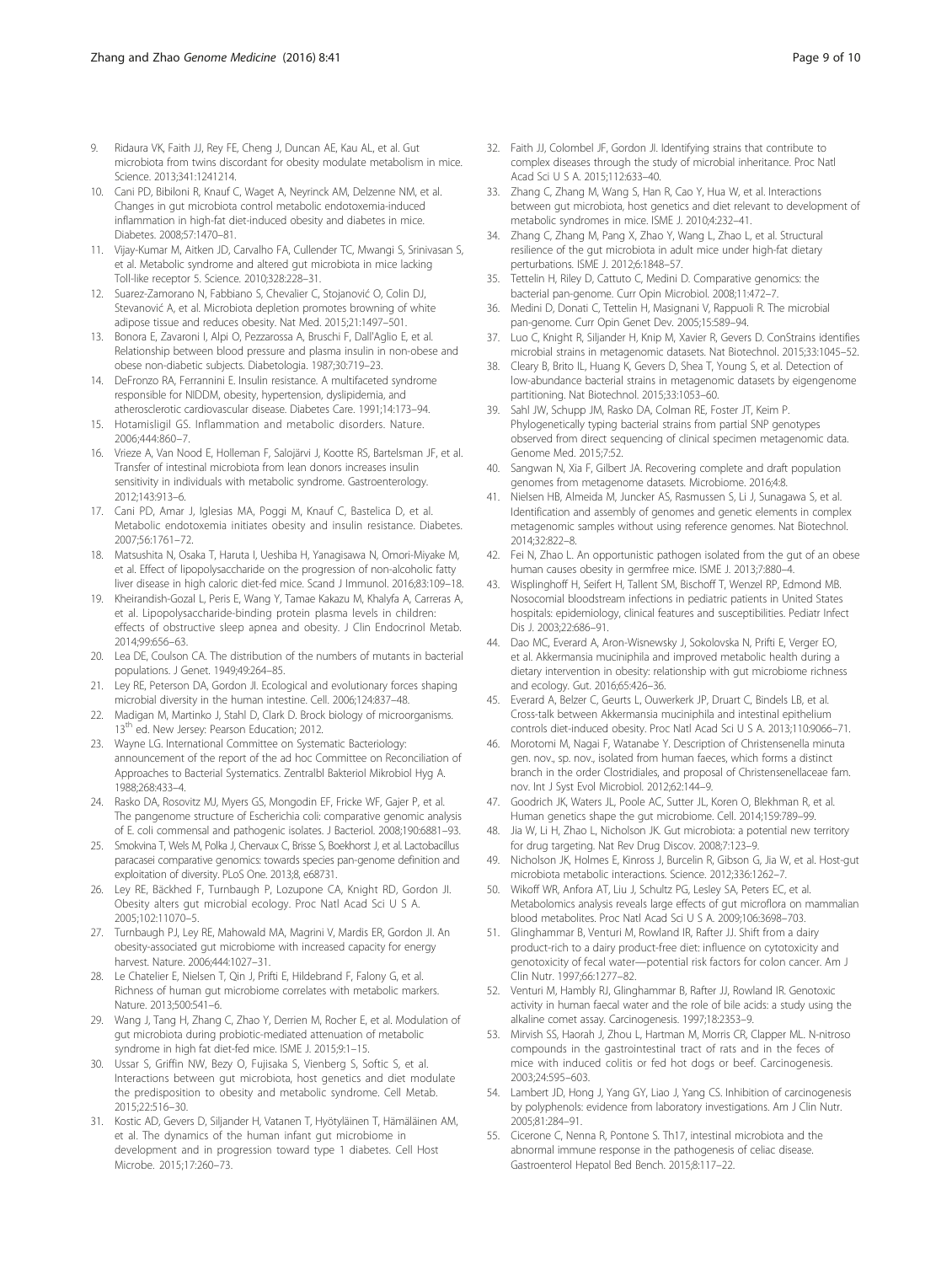9. Ridaura VK, Faith JJ, Rey FE, Cheng J, Duncan AE, Kau AL, et al. Gut microbiota from twins discordant for obesity modulate metabolism in mice. Science. 2013;341:1241214.
10. Cani PD, Bibiloni R, Knauf C, Waget A, Neyrinck AM, Delzenne NM, et al. Changes in gut microbiota control metabolic endotoxemia-induced inflammation in high-fat diet-induced obesity and diabetes in mice. Diabetes. 2008;57:1470–81.
11. Vijay-Kumar M, Aitken JD, Carvalho FA, Cullender TC, Mwangi S, Srinivasan S, et al. Metabolic syndrome and altered gut microbiota in mice lacking Toll-like receptor 5. Science. 2010;328:228–31.
12. Suarez-Zamorano N, Fabbiano S, Chevalier C, Stojanović O, Colin DJ, Stevanović A, et al. Microbiota depletion promotes browning of white adipose tissue and reduces obesity. Nat Med. 2015;21:1497–501.
13. Bonora E, Zavaroni I, Alpi O, Pezzarossa A, Bruschi F, Dall'Aglio E, et al. Relationship between blood pressure and plasma insulin in non-obese and obese non-diabetic subjects. Diabetologia. 1987;30:719–23.
14. DeFronzo RA, Ferrannini E. Insulin resistance. A multifaceted syndrome responsible for NIDDM, obesity, hypertension, dyslipidemia, and atherosclerotic cardiovascular disease. Diabetes Care. 1991;14:173–94.
15. Hotamisligil GS. Inflammation and metabolic disorders. Nature. 2006;444:860–7.
16. Vrieze A, Van Nood E, Holleman F, Salojärvi J, Kootte RS, Bartelsman JF, et al. Transfer of intestinal microbiota from lean donors increases insulin sensitivity in individuals with metabolic syndrome. Gastroenterology. 2012;143:913–6.
17. Cani PD, Amar J, Iglesias MA, Poggi M, Knauf C, Bastelica D, et al. Metabolic endotoxemia initiates obesity and insulin resistance. Diabetes. 2007;56:1761–72.
18. Matsushita N, Osaka T, Haruta I, Ueshiba H, Yanagisawa N, Omori-Miyake M, et al. Effect of lipopolysaccharide on the progression of non-alcoholic fatty liver disease in high caloric diet-fed mice. Scand J Immunol. 2016;83:109–18.
19. Kheirandish-Gozal L, Peris E, Wang Y, Tamae Kakazu M, Khalyfa A, Carreras A, et al. Lipopolysaccharide-binding protein plasma levels in children: effects of obstructive sleep apnea and obesity. J Clin Endocrinol Metab. 2014;99:656–63.
20. Lea DE, Coulson CA. The distribution of the numbers of mutants in bacterial populations. J Genet. 1949;49:264–85.
21. Ley RE, Peterson DA, Gordon JI. Ecological and evolutionary forces shaping microbial diversity in the human intestine. Cell. 2006;124:837–48.
22. Madigan M, Martinko J, Stahl D, Clark D. Brock biology of microorganisms. 13th ed. New Jersey: Pearson Education; 2012.
23. Wayne LG. International Committee on Systematic Bacteriology: announcement of the report of the ad hoc Committee on Reconciliation of Approaches to Bacterial Systematics. Zentralbl Bakteriol Mikrobiol Hyg A. 1988;268:433–4.
24. Rasko DA, Rosovitz MJ, Myers GS, Mongodin EF, Fricke WF, Gajer P, et al. The pangenome structure of Escherichia coli: comparative genomic analysis of E. coli commensal and pathogenic isolates. J Bacteriol. 2008;190:6881–93.
25. Smokvina T, Wels M, Polka J, Chervaux C, Brisse S, Boekhorst J, et al. Lactobacillus paracasei comparative genomics: towards species pan-genome definition and exploitation of diversity. PLoS One. 2013;8, e68731.
26. Ley RE, Bäckhed F, Turnbaugh P, Lozupone CA, Knight RD, Gordon JI. Obesity alters gut microbial ecology. Proc Natl Acad Sci U S A. 2005;102:11070–5.
27. Turnbaugh PJ, Ley RE, Mahowald MA, Magrini V, Mardis ER, Gordon JI. An obesity-associated gut microbiome with increased capacity for energy harvest. Nature. 2006;444:1027–31.
28. Le Chatelier E, Nielsen T, Qin J, Prifti E, Hildebrand F, Falony G, et al. Richness of human gut microbiome correlates with metabolic markers. Nature. 2013;500:541–6.
29. Wang J, Tang H, Zhang C, Zhao Y, Derrien M, Rocher E, et al. Modulation of gut microbiota during probiotic-mediated attenuation of metabolic syndrome in high fat diet-fed mice. ISME J. 2015;9:1–15.
30. Ussar S, Griffin NW, Bezy O, Fujisaka S, Vienberg S, Softic S, et al. Interactions between gut microbiota, host genetics and diet modulate the predisposition to obesity and metabolic syndrome. Cell Metab. 2015;22:516–30.
31. Kostic AD, Gevers D, Siljander H, Vatanen T, Hyötyläinen T, Hämäläinen AM, et al. The dynamics of the human infant gut microbiome in development and in progression toward type 1 diabetes. Cell Host Microbe. 2015;17:260–73.
32. Faith JJ, Colombel JF, Gordon JI. Identifying strains that contribute to complex diseases through the study of microbial inheritance. Proc Natl Acad Sci U S A. 2015;112:633–40.
33. Zhang C, Zhang M, Wang S, Han R, Cao Y, Hua W, et al. Interactions between gut microbiota, host genetics and diet relevant to development of metabolic syndromes in mice. ISME J. 2010;4:232–41.
34. Zhang C, Zhang M, Pang X, Zhao Y, Wang L, Zhao L, et al. Structural resilience of the gut microbiota in adult mice under high-fat dietary perturbations. ISME J. 2012;6:1848–57.
35. Tettelin H, Riley D, Cattuto C, Medini D. Comparative genomics: the bacterial pan-genome. Curr Opin Microbiol. 2008;11:472–7.
36. Medini D, Donati C, Tettelin H, Masignani V, Rappuoli R. The microbial pan-genome. Curr Opin Genet Dev. 2005;15:589–94.
37. Luo C, Knight R, Siljander H, Knip M, Xavier R, Gevers D. ConStrains identifies microbial strains in metagenomic datasets. Nat Biotechnol. 2015;33:1045–52.
38. Cleary B, Brito IL, Huang K, Gevers D, Shea T, Young S, et al. Detection of low-abundance bacterial strains in metagenomic datasets by eigengenome partitioning. Nat Biotechnol. 2015;33:1053–60.
39. Sahl JW, Schupp JM, Rasko DA, Colman RE, Foster JT, Keim P. Phylogenetically typing bacterial strains from partial SNP genotypes observed from direct sequencing of clinical specimen metagenomic data. Genome Med. 2015;7:52.
40. Sangwan N, Xia F, Gilbert JA. Recovering complete and draft population genomes from metagenome datasets. Microbiome. 2016;4:8.
41. Nielsen HB, Almeida M, Juncker AS, Rasmussen S, Li J, Sunagawa S, et al. Identification and assembly of genomes and genetic elements in complex metagenomic samples without using reference genomes. Nat Biotechnol. 2014;32:822–8.
42. Fei N, Zhao L. An opportunistic pathogen isolated from the gut of an obese human causes obesity in germfree mice. ISME J. 2013;7:880–4.
43. Wisplinghoff H, Seifert H, Tallent SM, Bischoff T, Wenzel RP, Edmond MB. Nosocomial bloodstream infections in pediatric patients in United States hospitals: epidemiology, clinical features and susceptibilities. Pediatr Infect Dis J. 2003;22:686–91.
44. Dao MC, Everard A, Aron-Wisnewsky J, Sokolovska N, Prifti E, Verger EO, et al. Akkermansia muciniphila and improved metabolic health during a dietary intervention in obesity: relationship with gut microbiome richness and ecology. Gut. 2016;65:426–36.
45. Everard A, Belzer C, Geurts L, Ouwerkerk JP, Druart C, Bindels LB, et al. Cross-talk between Akkermansia muciniphila and intestinal epithelium controls diet-induced obesity. Proc Natl Acad Sci U S A. 2013;110:9066–71.
46. Morotomi M, Nagai F, Watanabe Y. Description of Christensenella minuta gen. nov., sp. nov., isolated from human faeces, which forms a distinct branch in the order Clostridiales, and proposal of Christensenellaceae fam. nov. Int J Syst Evol Microbiol. 2012;62:144–9.
47. Goodrich JK, Waters JL, Poole AC, Sutter JL, Koren O, Blekhman R, et al. Human genetics shape the gut microbiome. Cell. 2014;159:789–99.
48. Jia W, Li H, Zhao L, Nicholson JK. Gut microbiota: a potential new territory for drug targeting. Nat Rev Drug Discov. 2008;7:123–9.
49. Nicholson JK, Holmes E, Kinross J, Burcelin R, Gibson G, Jia W, et al. Host-gut microbiota metabolic interactions. Science. 2012;336:1262–7.
50. Wikoff WR, Anfora AT, Liu J, Schultz PG, Lesley SA, Peters EC, et al. Metabolomics analysis reveals large effects of gut microflora on mammalian blood metabolites. Proc Natl Acad Sci U S A. 2009;106:3698–703.
51. Glinghammar B, Venturi M, Rowland IR, Rafter JJ. Shift from a dairy product-rich to a dairy product-free diet: influence on cytotoxicity and genotoxicity of fecal water—potential risk factors for colon cancer. Am J Clin Nutr. 1997;66:1277–82.
52. Venturi M, Hambly RJ, Glinghammar B, Rafter JJ, Rowland IR. Genotoxic activity in human faecal water and the role of bile acids: a study using the alkaline comet assay. Carcinogenesis. 1997;18:2353–9.
53. Mirvish SS, Haorah J, Zhou L, Hartman M, Morris CR, Clapper ML. N-nitroso compounds in the gastrointestinal tract of rats and in the feces of mice with induced colitis or fed hot dogs or beef. Carcinogenesis. 2003;24:595–603.
54. Lambert JD, Hong J, Yang GY, Liao J, Yang CS. Inhibition of carcinogenesis by polyphenols: evidence from laboratory investigations. Am J Clin Nutr. 2005;81:284–91.
55. Cicerone C, Nenna R, Pontone S. Th17, intestinal microbiota and the abnormal immune response in the pathogenesis of celiac disease. Gastroenterol Hepatol Bed Bench. 2015;8:117–22.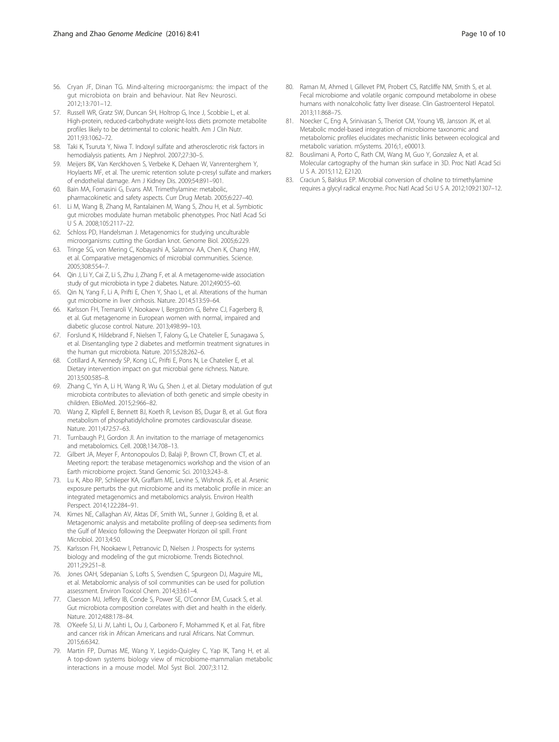56. Cryan JF, Dinan TG. Mind-altering microorganisms: the impact of the gut microbiota on brain and behaviour. Nat Rev Neurosci. 2012;13:701–12.
57. Russell WR, Gratz SW, Duncan SH, Holtrop G, Ince J, Scobbie L, et al. High-protein, reduced-carbohydrate weight-loss diets promote metabolite profiles likely to be detrimental to colonic health. Am J Clin Nutr. 2011;93:1062–72.
58. Taki K, Tsuruta Y, Niwa T. Indoxyl sulfate and atherosclerotic risk factors in hemodialysis patients. Am J Nephrol. 2007;27:30–5.
59. Meijers BK, Van Kerckhoven S, Verbeke K, Dehaen W, Vanrenterghem Y, Hoylaerts MF, et al. The uremic retention solute p-cresyl sulfate and markers of endothelial damage. Am J Kidney Dis. 2009;54:891–901.
60. Bain MA, Fornasini G, Evans AM. Trimethylamine: metabolic, pharmacokinetic and safety aspects. Curr Drug Metab. 2005;6:227–40.
61. Li M, Wang B, Zhang M, Rantalainen M, Wang S, Zhou H, et al. Symbiotic gut microbes modulate human metabolic phenotypes. Proc Natl Acad Sci U S A. 2008;105:2117–22.
62. Schloss PD, Handelsman J. Metagenomics for studying unculturable microorganisms: cutting the Gordian knot. Genome Biol. 2005;6:229.
63. Tringe SG, von Mering C, Kobayashi A, Salamov AA, Chen K, Chang HW, et al. Comparative metagenomics of microbial communities. Science. 2005;308:554–7.
64. Qin J, Li Y, Cai Z, Li S, Zhu J, Zhang F, et al. A metagenome-wide association study of gut microbiota in type 2 diabetes. Nature. 2012;490:55–60.
65. Qin N, Yang F, Li A, Prifti E, Chen Y, Shao L, et al. Alterations of the human gut microbiome in liver cirrhosis. Nature. 2014;513:59–64.
66. Karlsson FH, Tremaroli V, Nookaew I, Bergström G, Behre CJ, Fagerberg B, et al. Gut metagenome in European women with normal, impaired and diabetic glucose control. Nature. 2013;498:99–103.
67. Forslund K, Hildebrand F, Nielsen T, Falony G, Le Chatelier E, Sunagawa S, et al. Disentangling type 2 diabetes and metformin treatment signatures in the human gut microbiota. Nature. 2015;528:262–6.
68. Cotillard A, Kennedy SP, Kong LC, Prifti E, Pons N, Le Chatelier E, et al. Dietary intervention impact on gut microbial gene richness. Nature. 2013;500:585–8.
69. Zhang C, Yin A, Li H, Wang R, Wu G, Shen J, et al. Dietary modulation of gut microbiota contributes to alleviation of both genetic and simple obesity in children. EBioMed. 2015;2:966–82.
70. Wang Z, Klipfell E, Bennett BJ, Koeth R, Levison BS, Dugar B, et al. Gut flora metabolism of phosphatidylcholine promotes cardiovascular disease. Nature. 2011;472:57–63.
71. Turnbaugh PJ, Gordon JI. An invitation to the marriage of metagenomics and metabolomics. Cell. 2008;134:708–13.
72. Gilbert JA, Meyer F, Antonopoulos D, Balaji P, Brown CT, Brown CT, et al. Meeting report: the terabase metagenomics workshop and the vision of an Earth microbiome project. Stand Genomic Sci. 2010;3:243–8.
73. Lu K, Abo RP, Schlieper KA, Graffam ME, Levine S, Wishnok JS, et al. Arsenic exposure perturbs the gut microbiome and its metabolic profile in mice: an integrated metagenomics and metabolomics analysis. Environ Health Perspect. 2014;122:284–91.
74. Kimes NE, Callaghan AV, Aktas DF, Smith WL, Sunner J, Golding B, et al. Metagenomic analysis and metabolite profiling of deep-sea sediments from the Gulf of Mexico following the Deepwater Horizon oil spill. Front Microbiol. 2013;4:50.
75. Karlsson FH, Nookaew I, Petranovic D, Nielsen J. Prospects for systems biology and modeling of the gut microbiome. Trends Biotechnol. 2011;29:251–8.
76. Jones OAH, Sdepanian S, Lofts S, Svendsen C, Spurgeon DJ, Maguire ML, et al. Metabolomic analysis of soil communities can be used for pollution assessment. Environ Toxicol Chem. 2014;33:61–4.
77. Claesson MJ, Jeffery IB, Conde S, Power SE, O'Connor EM, Cusack S, et al. Gut microbiota composition correlates with diet and health in the elderly. Nature. 2012;488:178–84.
78. O'Keefe SJ, Li JV, Lahti L, Ou J, Carbonero F, Mohammed K, et al. Fat, fibre and cancer risk in African Americans and rural Africans. Nat Commun. 2015;6:6342.
79. Martin FP, Dumas ME, Wang Y, Legido-Quigley C, Yap IK, Tang H, et al. A top-down systems biology view of microbiome-mammalian metabolic interactions in a mouse model. Mol Syst Biol. 2007;3:112.
80. Raman M, Ahmed I, Gillevet PM, Probert CS, Ratcliffe NM, Smith S, et al. Fecal microbiome and volatile organic compound metabolome in obese humans with nonalcoholic fatty liver disease. Clin Gastroenterol Hepatol. 2013;11:868–75.
81. Noecker C, Eng A, Srinivasan S, Theriot CM, Young VB, Jansson JK, et al. Metabolic model-based integration of microbiome taxonomic and metabolomic profiles elucidates mechanistic links between ecological and metabolic variation. mSystems. 2016;1, e00013.
82. Bouslimani A, Porto C, Rath CM, Wang M, Guo Y, Gonzalez A, et al. Molecular cartography of the human skin surface in 3D. Proc Natl Acad Sci U S A. 2015;112, E2120.
83. Craciun S, Balskus EP. Microbial conversion of choline to trimethylamine requires a glycyl radical enzyme. Proc Natl Acad Sci U S A. 2012;109:21307–12.